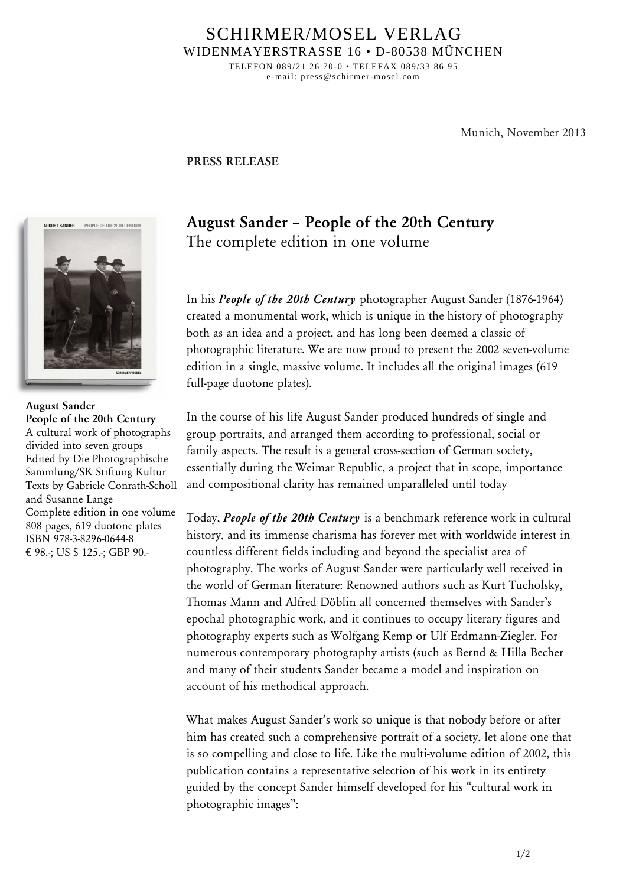SCHIRMER/MOSEL VERLAG
WIDENMAYERSTRASSE 16 • D-80538 MÜNCHEN
TELEFON 089/21 26 70-0 • TELEFAX 089/33 86 95
e-mail: press@schirmer-mosel.com

Munich, November 2013

**PRESS RELEASE**

**August Sander**
**People of the 20th Century**
A cultural work of photographs divided into seven groups
Edited by Die Photographische Sammlung/SK Stiftung Kultur
Texts by Gabriele Conrath-Scholl and Susanne Lange
Complete edition in one volume
808 pages, 619 duotone plates
ISBN 978-3-8296-0644-8
€ 98.-; US $ 125.-; GBP 90.-

# August Sander – People of the 20th Century

## The complete edition in one volume

In his ***People of the 20th Century*** photographer August Sander (1876-1964) created a monumental work, which is unique in the history of photography both as an idea and a project, and has long been deemed a classic of photographic literature. We are now proud to present the 2002 seven-volume edition in a single, massive volume. It includes all the original images (619 full-page duotone plates).

In the course of his life August Sander produced hundreds of single and group portraits, and arranged them according to professional, social or family aspects. The result is a general cross-section of German society, essentially during the Weimar Republic, a project that in scope, importance and compositional clarity has remained unparalleled until today

Today, ***People of the 20th Century*** is a benchmark reference work in cultural history, and its immense charisma has forever met with worldwide interest in countless different fields including and beyond the specialist area of photography. The works of August Sander were particularly well received in the world of German literature: Renowned authors such as Kurt Tucholsky, Thomas Mann and Alfred Döblin all concerned themselves with Sander's epochal photographic work, and it continues to occupy literary figures and photography experts such as Wolfgang Kemp or Ulf Erdmann-Ziegler. For numerous contemporary photography artists (such as Bernd & Hilla Becher and many of their students Sander became a model and inspiration on account of his methodical approach.

What makes August Sander's work so unique is that nobody before or after him has created such a comprehensive portrait of a society, let alone one that is so compelling and close to life. Like the multi-volume edition of 2002, this publication contains a representative selection of his work in its entirety guided by the concept Sander himself developed for his "cultural work in photographic images":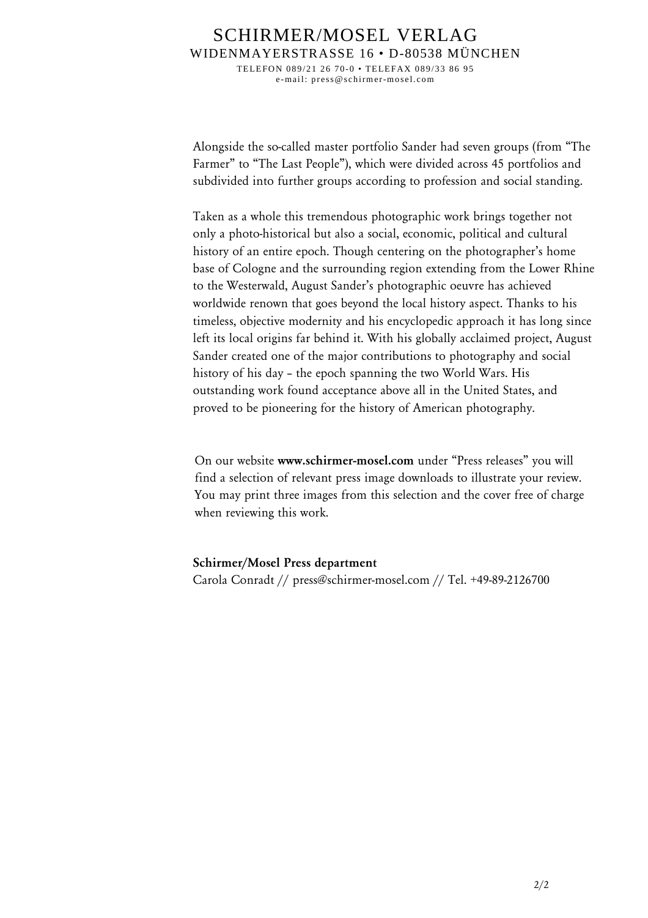Alongside the so-called master portfolio Sander had seven groups (from "The Farmer" to "The Last People"), which were divided across 45 portfolios and subdivided into further groups according to profession and social standing.

Taken as a whole this tremendous photographic work brings together not only a photo-historical but also a social, economic, political and cultural history of an entire epoch. Though centering on the photographer's home base of Cologne and the surrounding region extending from the Lower Rhine to the Westerwald, August Sander's photographic oeuvre has achieved worldwide renown that goes beyond the local history aspect. Thanks to his timeless, objective modernity and his encyclopedic approach it has long since left its local origins far behind it. With his globally acclaimed project, August Sander created one of the major contributions to photography and social history of his day – the epoch spanning the two World Wars. His outstanding work found acceptance above all in the United States, and proved to be pioneering for the history of American photography.

On our website **www.schirmer-mosel.com** under "Press releases" you will find a selection of relevant press image downloads to illustrate your review. You may print three images from this selection and the cover free of charge when reviewing this work.

**Schirmer/Mosel Press department**
Carola Conradt // press@schirmer-mosel.com // Tel. +49-89-2126700